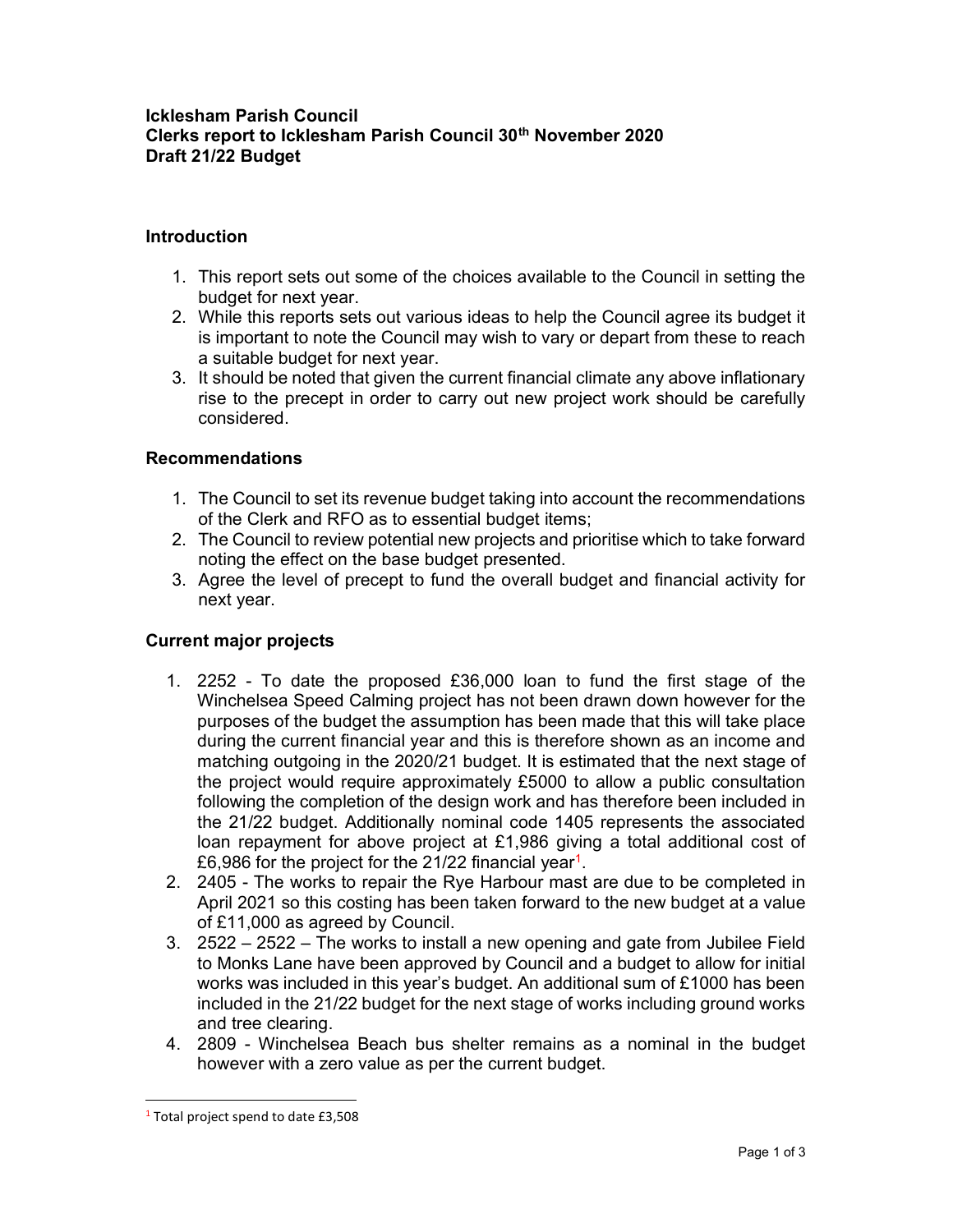**Icklesham Parish Council**
**Clerks report to Icklesham Parish Council 30th November 2020**
**Draft 21/22 Budget**

## Introduction

1. This report sets out some of the choices available to the Council in setting the budget for next year.
2. While this reports sets out various ideas to help the Council agree its budget it is important to note the Council may wish to vary or depart from these to reach a suitable budget for next year.
3. It should be noted that given the current financial climate any above inflationary rise to the precept in order to carry out new project work should be carefully considered.

## Recommendations

1. The Council to set its revenue budget taking into account the recommendations of the Clerk and RFO as to essential budget items;
2. The Council to review potential new projects and prioritise which to take forward noting the effect on the base budget presented.
3. Agree the level of precept to fund the overall budget and financial activity for next year.

## Current major projects

1. 2252 - To date the proposed £36,000 loan to fund the first stage of the Winchelsea Speed Calming project has not been drawn down however for the purposes of the budget the assumption has been made that this will take place during the current financial year and this is therefore shown as an income and matching outgoing in the 2020/21 budget. It is estimated that the next stage of the project would require approximately £5000 to allow a public consultation following the completion of the design work and has therefore been included in the 21/22 budget. Additionally nominal code 1405 represents the associated loan repayment for above project at £1,986 giving a total additional cost of £6,986 for the project for the 21/22 financial year[1].
2. 2405 - The works to repair the Rye Harbour mast are due to be completed in April 2021 so this costing has been taken forward to the new budget at a value of £11,000 as agreed by Council.
3. 2522 – 2522 – The works to install a new opening and gate from Jubilee Field to Monks Lane have been approved by Council and a budget to allow for initial works was included in this year's budget. An additional sum of £1000 has been included in the 21/22 budget for the next stage of works including ground works and tree clearing.
4. 2809 - Winchelsea Beach bus shelter remains as a nominal in the budget however with a zero value as per the current budget.

[1] Total project spend to date £3,508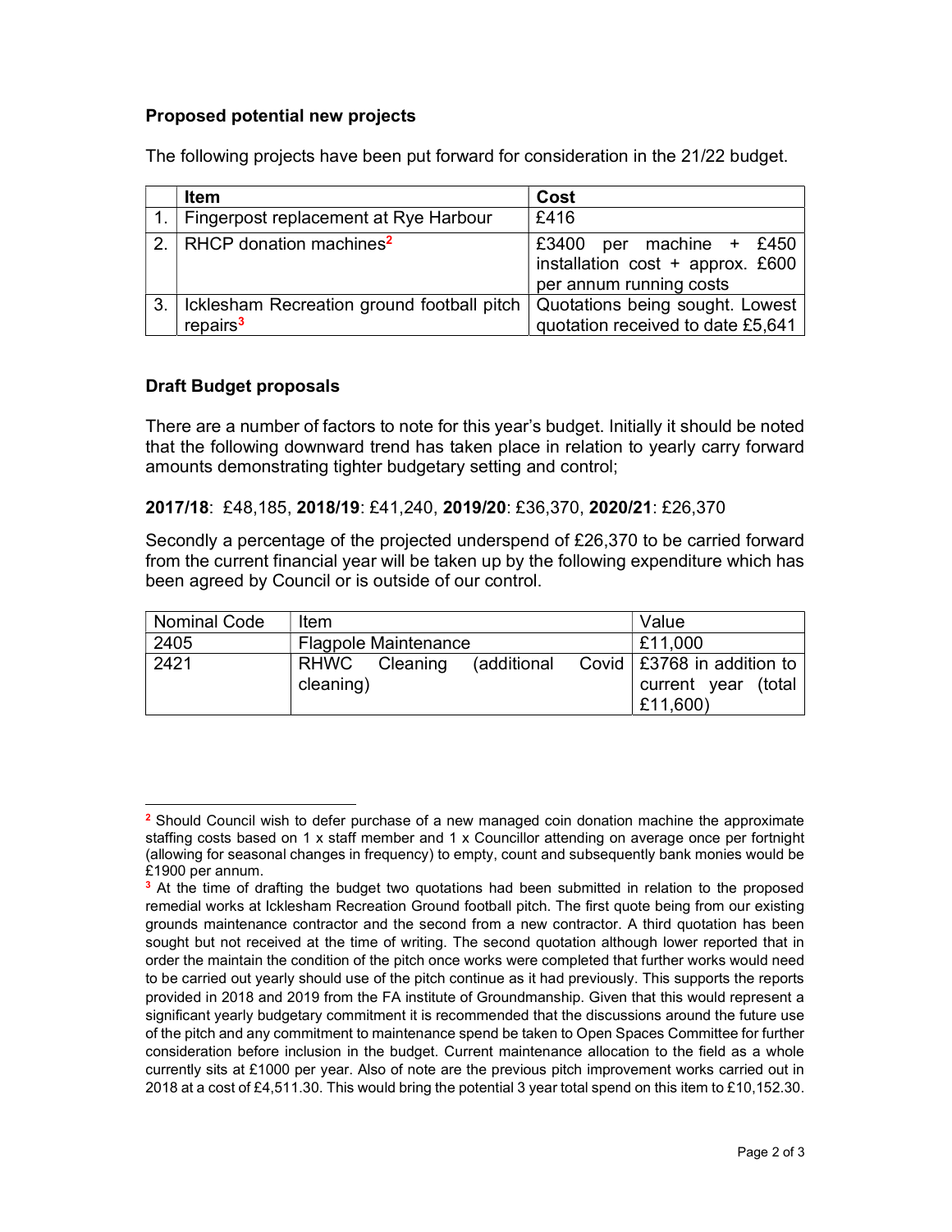**Proposed potential new projects**

The following projects have been put forward for consideration in the 21/22 budget.

| | Item | Cost |
|---|---|---|
| 1. | Fingerpost replacement at Rye Harbour | £416 |
| 2. | RHCP donation machines[2] | £3400 per machine + £450 installation cost + approx. £600 per annum running costs |
| 3. | Icklesham Recreation ground football pitch repairs[3] | Quotations being sought. Lowest quotation received to date £5,641 |

**Draft Budget proposals**

There are a number of factors to note for this year's budget. Initially it should be noted that the following downward trend has taken place in relation to yearly carry forward amounts demonstrating tighter budgetary setting and control;

**2017/18**: £48,185, **2018/19**: £41,240, **2019/20**: £36,370, **2020/21**: £26,370

Secondly a percentage of the projected underspend of £26,370 to be carried forward from the current financial year will be taken up by the following expenditure which has been agreed by Council or is outside of our control.

| Nominal Code | Item | Value |
|---|---|---|
| 2405 | Flagpole Maintenance | £11,000 |
| 2421 | RHWC Cleaning (additional Covid cleaning) | £3768 in addition to current year (total £11,600) |

[2] Should Council wish to defer purchase of a new managed coin donation machine the approximate staffing costs based on 1 x staff member and 1 x Councillor attending on average once per fortnight (allowing for seasonal changes in frequency) to empty, count and subsequently bank monies would be £1900 per annum.

[3] At the time of drafting the budget two quotations had been submitted in relation to the proposed remedial works at Icklesham Recreation Ground football pitch. The first quote being from our existing grounds maintenance contractor and the second from a new contractor. A third quotation has been sought but not received at the time of writing. The second quotation although lower reported that in order the maintain the condition of the pitch once works were completed that further works would need to be carried out yearly should use of the pitch continue as it had previously. This supports the reports provided in 2018 and 2019 from the FA institute of Groundmanship. Given that this would represent a significant yearly budgetary commitment it is recommended that the discussions around the future use of the pitch and any commitment to maintenance spend be taken to Open Spaces Committee for further consideration before inclusion in the budget. Current maintenance allocation to the field as a whole currently sits at £1000 per year. Also of note are the previous pitch improvement works carried out in 2018 at a cost of £4,511.30. This would bring the potential 3 year total spend on this item to £10,152.30.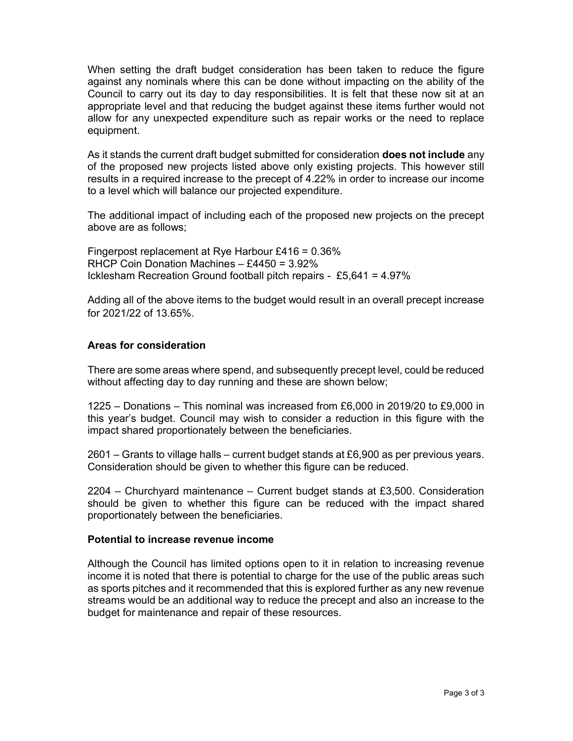When setting the draft budget consideration has been taken to reduce the figure against any nominals where this can be done without impacting on the ability of the Council to carry out its day to day responsibilities. It is felt that these now sit at an appropriate level and that reducing the budget against these items further would not allow for any unexpected expenditure such as repair works or the need to replace equipment.

As it stands the current draft budget submitted for consideration **does not include** any of the proposed new projects listed above only existing projects. This however still results in a required increase to the precept of 4.22% in order to increase our income to a level which will balance our projected expenditure.

The additional impact of including each of the proposed new projects on the precept above are as follows;

Fingerpost replacement at Rye Harbour £416 = 0.36%
RHCP Coin Donation Machines – £4450 = 3.92%
Icklesham Recreation Ground football pitch repairs - £5,641 = 4.97%

Adding all of the above items to the budget would result in an overall precept increase for 2021/22 of 13.65%.

### Areas for consideration

There are some areas where spend, and subsequently precept level, could be reduced without affecting day to day running and these are shown below;

1225 – Donations – This nominal was increased from £6,000 in 2019/20 to £9,000 in this year's budget. Council may wish to consider a reduction in this figure with the impact shared proportionately between the beneficiaries.

2601 – Grants to village halls – current budget stands at £6,900 as per previous years. Consideration should be given to whether this figure can be reduced.

2204 – Churchyard maintenance – Current budget stands at £3,500. Consideration should be given to whether this figure can be reduced with the impact shared proportionately between the beneficiaries.

### Potential to increase revenue income

Although the Council has limited options open to it in relation to increasing revenue income it is noted that there is potential to charge for the use of the public areas such as sports pitches and it recommended that this is explored further as any new revenue streams would be an additional way to reduce the precept and also an increase to the budget for maintenance and repair of these resources.